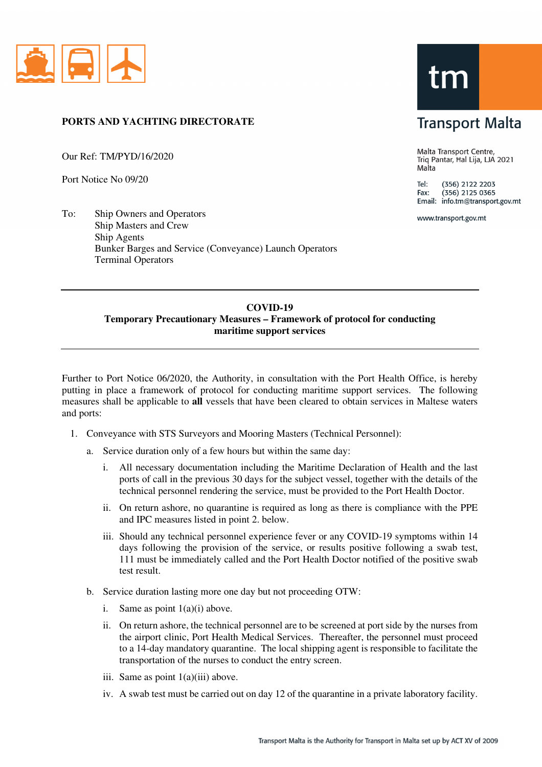**PORTS AND YACHTING DIRECTORATE**

Transport Malta

Malta Transport Centre,
Triq Pantar, Ħal Lija, LJA 2021
Malta

Tel: (356) 2122 2203
Fax: (356) 2125 0365
Email: info.tm@transport.gov.mt

www.transport.gov.mt

Our Ref: TM/PYD/16/2020

Port Notice No 09/20

To: Ship Owners and Operators
Ship Masters and Crew
Ship Agents
Bunker Barges and Service (Conveyance) Launch Operators
Terminal Operators

---

**COVID-19**
**Temporary Precautionary Measures – Framework of protocol for conducting maritime support services**

---

Further to Port Notice 06/2020, the Authority, in consultation with the Port Health Office, is hereby putting in place a framework of protocol for conducting maritime support services. The following measures shall be applicable to **all** vessels that have been cleared to obtain services in Maltese waters and ports:

1. Conveyance with STS Surveyors and Mooring Masters (Technical Personnel):
   a. Service duration only of a few hours but within the same day:
      i. All necessary documentation including the Maritime Declaration of Health and the last ports of call in the previous 30 days for the subject vessel, together with the details of the technical personnel rendering the service, must be provided to the Port Health Doctor.
      ii. On return ashore, no quarantine is required as long as there is compliance with the PPE and IPC measures listed in point 2. below.
      iii. Should any technical personnel experience fever or any COVID-19 symptoms within 14 days following the provision of the service, or results positive following a swab test, 111 must be immediately called and the Port Health Doctor notified of the positive swab test result.
   b. Service duration lasting more one day but not proceeding OTW:
      i. Same as point 1(a)(i) above.
      ii. On return ashore, the technical personnel are to be screened at port side by the nurses from the airport clinic, Port Health Medical Services. Thereafter, the personnel must proceed to a 14-day mandatory quarantine. The local shipping agent is responsible to facilitate the transportation of the nurses to conduct the entry screen.
      iii. Same as point 1(a)(iii) above.
      iv. A swab test must be carried out on day 12 of the quarantine in a private laboratory facility.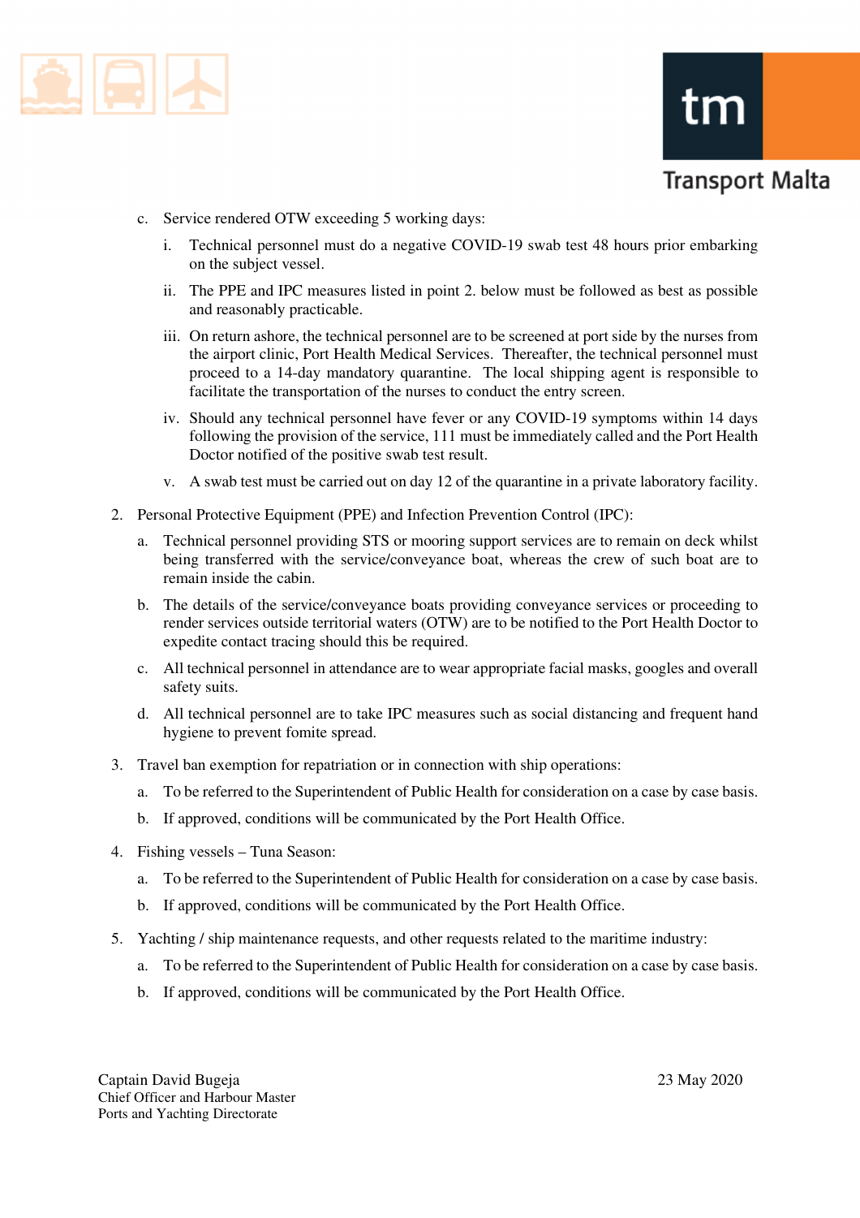c. Service rendered OTW exceeding 5 working days:

   i. Technical personnel must do a negative COVID-19 swab test 48 hours prior embarking on the subject vessel.

   ii. The PPE and IPC measures listed in point 2. below must be followed as best as possible and reasonably practicable.

   iii. On return ashore, the technical personnel are to be screened at port side by the nurses from the airport clinic, Port Health Medical Services. Thereafter, the technical personnel must proceed to a 14-day mandatory quarantine. The local shipping agent is responsible to facilitate the transportation of the nurses to conduct the entry screen.

   iv. Should any technical personnel have fever or any COVID-19 symptoms within 14 days following the provision of the service, 111 must be immediately called and the Port Health Doctor notified of the positive swab test result.

   v. A swab test must be carried out on day 12 of the quarantine in a private laboratory facility.

2. Personal Protective Equipment (PPE) and Infection Prevention Control (IPC):

   a. Technical personnel providing STS or mooring support services are to remain on deck whilst being transferred with the service/conveyance boat, whereas the crew of such boat are to remain inside the cabin.

   b. The details of the service/conveyance boats providing conveyance services or proceeding to render services outside territorial waters (OTW) are to be notified to the Port Health Doctor to expedite contact tracing should this be required.

   c. All technical personnel in attendance are to wear appropriate facial masks, googles and overall safety suits.

   d. All technical personnel are to take IPC measures such as social distancing and frequent hand hygiene to prevent fomite spread.

3. Travel ban exemption for repatriation or in connection with ship operations:

   a. To be referred to the Superintendent of Public Health for consideration on a case by case basis.

   b. If approved, conditions will be communicated by the Port Health Office.

4. Fishing vessels – Tuna Season:

   a. To be referred to the Superintendent of Public Health for consideration on a case by case basis.

   b. If approved, conditions will be communicated by the Port Health Office.

5. Yachting / ship maintenance requests, and other requests related to the maritime industry:

   a. To be referred to the Superintendent of Public Health for consideration on a case by case basis.

   b. If approved, conditions will be communicated by the Port Health Office.

Captain David Bugeja
Chief Officer and Harbour Master
Ports and Yachting Directorate

23 May 2020